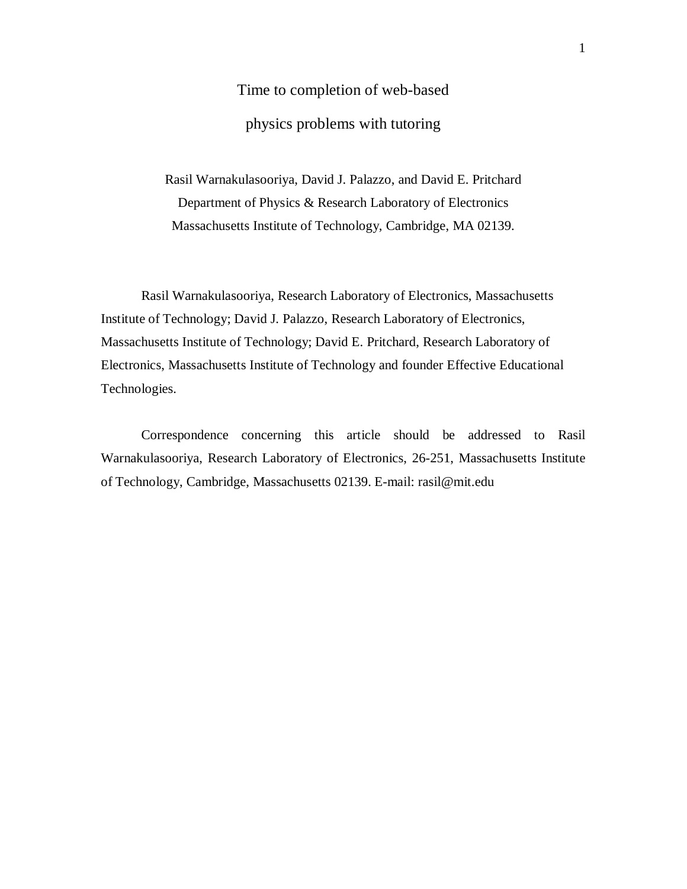# Time to completion of web-based physics problems with tutoring

Rasil Warnakulasooriya, David J. Palazzo, and David E. Pritchard
Department of Physics & Research Laboratory of Electronics
Massachusetts Institute of Technology, Cambridge, MA 02139.

Rasil Warnakulasooriya, Research Laboratory of Electronics, Massachusetts Institute of Technology; David J. Palazzo, Research Laboratory of Electronics, Massachusetts Institute of Technology; David E. Pritchard, Research Laboratory of Electronics, Massachusetts Institute of Technology and founder Effective Educational Technologies.

Correspondence concerning this article should be addressed to Rasil Warnakulasooriya, Research Laboratory of Electronics, 26-251, Massachusetts Institute of Technology, Cambridge, Massachusetts 02139. E-mail: rasil@mit.edu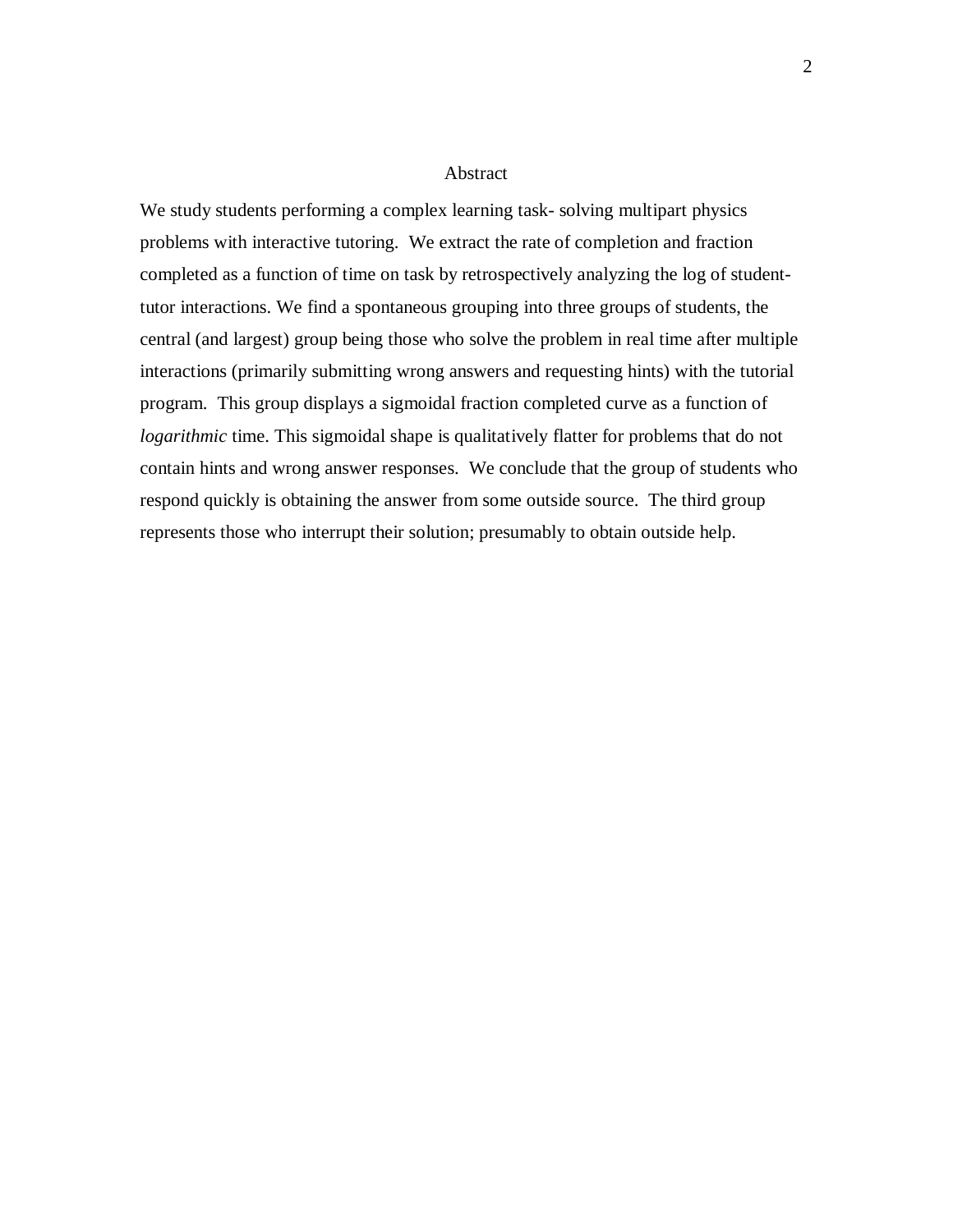## Abstract

We study students performing a complex learning task- solving multipart physics problems with interactive tutoring. We extract the rate of completion and fraction completed as a function of time on task by retrospectively analyzing the log of student-tutor interactions. We find a spontaneous grouping into three groups of students, the central (and largest) group being those who solve the problem in real time after multiple interactions (primarily submitting wrong answers and requesting hints) with the tutorial program. This group displays a sigmoidal fraction completed curve as a function of *logarithmic* time. This sigmoidal shape is qualitatively flatter for problems that do not contain hints and wrong answer responses. We conclude that the group of students who respond quickly is obtaining the answer from some outside source. The third group represents those who interrupt their solution; presumably to obtain outside help.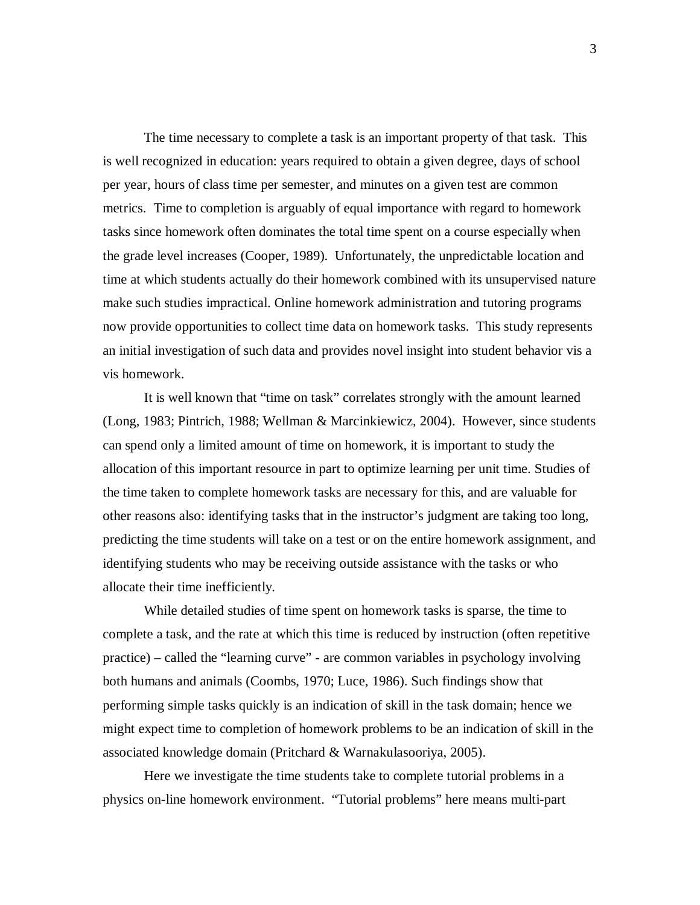The time necessary to complete a task is an important property of that task. This is well recognized in education: years required to obtain a given degree, days of school per year, hours of class time per semester, and minutes on a given test are common metrics. Time to completion is arguably of equal importance with regard to homework tasks since homework often dominates the total time spent on a course especially when the grade level increases (Cooper, 1989). Unfortunately, the unpredictable location and time at which students actually do their homework combined with its unsupervised nature make such studies impractical. Online homework administration and tutoring programs now provide opportunities to collect time data on homework tasks. This study represents an initial investigation of such data and provides novel insight into student behavior vis a vis homework.

It is well known that "time on task" correlates strongly with the amount learned (Long, 1983; Pintrich, 1988; Wellman & Marcinkiewicz, 2004). However, since students can spend only a limited amount of time on homework, it is important to study the allocation of this important resource in part to optimize learning per unit time. Studies of the time taken to complete homework tasks are necessary for this, and are valuable for other reasons also: identifying tasks that in the instructor's judgment are taking too long, predicting the time students will take on a test or on the entire homework assignment, and identifying students who may be receiving outside assistance with the tasks or who allocate their time inefficiently.

While detailed studies of time spent on homework tasks is sparse, the time to complete a task, and the rate at which this time is reduced by instruction (often repetitive practice) – called the "learning curve" - are common variables in psychology involving both humans and animals (Coombs, 1970; Luce, 1986). Such findings show that performing simple tasks quickly is an indication of skill in the task domain; hence we might expect time to completion of homework problems to be an indication of skill in the associated knowledge domain (Pritchard & Warnakulasooriya, 2005).

Here we investigate the time students take to complete tutorial problems in a physics on-line homework environment. "Tutorial problems" here means multi-part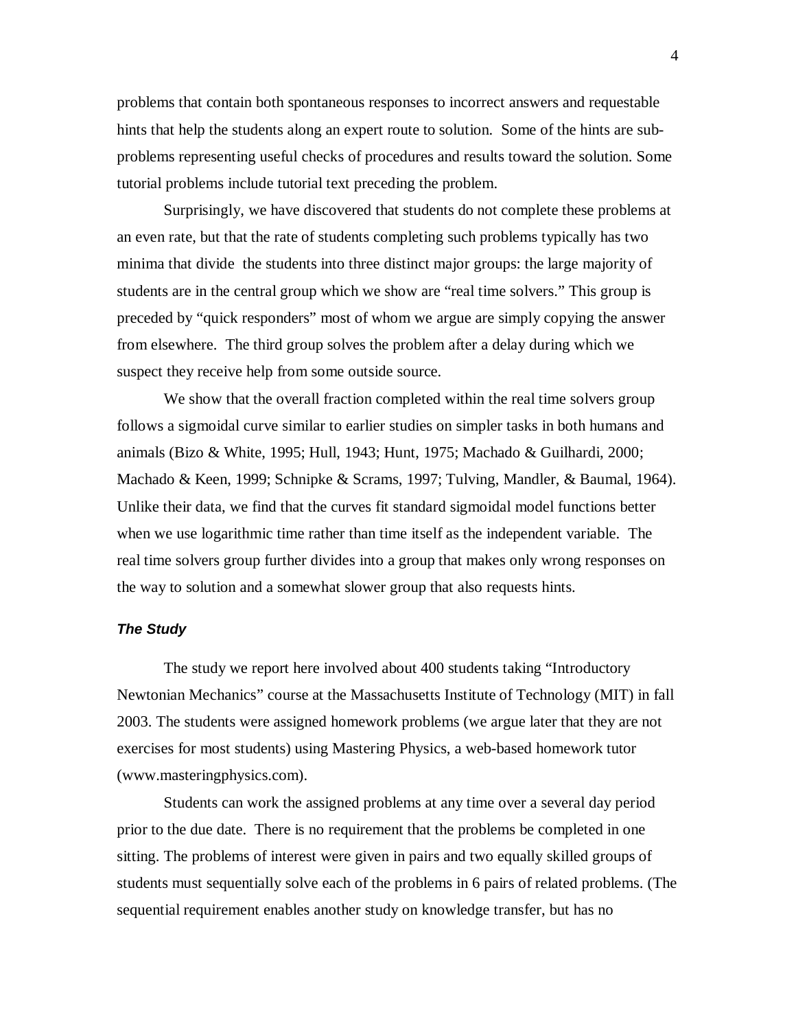problems that contain both spontaneous responses to incorrect answers and requestable hints that help the students along an expert route to solution. Some of the hints are sub-problems representing useful checks of procedures and results toward the solution. Some tutorial problems include tutorial text preceding the problem.

Surprisingly, we have discovered that students do not complete these problems at an even rate, but that the rate of students completing such problems typically has two minima that divide the students into three distinct major groups: the large majority of students are in the central group which we show are "real time solvers." This group is preceded by "quick responders" most of whom we argue are simply copying the answer from elsewhere. The third group solves the problem after a delay during which we suspect they receive help from some outside source.

We show that the overall fraction completed within the real time solvers group follows a sigmoidal curve similar to earlier studies on simpler tasks in both humans and animals (Bizo & White, 1995; Hull, 1943; Hunt, 1975; Machado & Guilhardi, 2000; Machado & Keen, 1999; Schnipke & Scrams, 1997; Tulving, Mandler, & Baumal, 1964). Unlike their data, we find that the curves fit standard sigmoidal model functions better when we use logarithmic time rather than time itself as the independent variable. The real time solvers group further divides into a group that makes only wrong responses on the way to solution and a somewhat slower group that also requests hints.

### ***The Study***

The study we report here involved about 400 students taking "Introductory Newtonian Mechanics" course at the Massachusetts Institute of Technology (MIT) in fall 2003. The students were assigned homework problems (we argue later that they are not exercises for most students) using Mastering Physics, a web-based homework tutor (www.masteringphysics.com).

Students can work the assigned problems at any time over a several day period prior to the due date. There is no requirement that the problems be completed in one sitting. The problems of interest were given in pairs and two equally skilled groups of students must sequentially solve each of the problems in 6 pairs of related problems. (The sequential requirement enables another study on knowledge transfer, but has no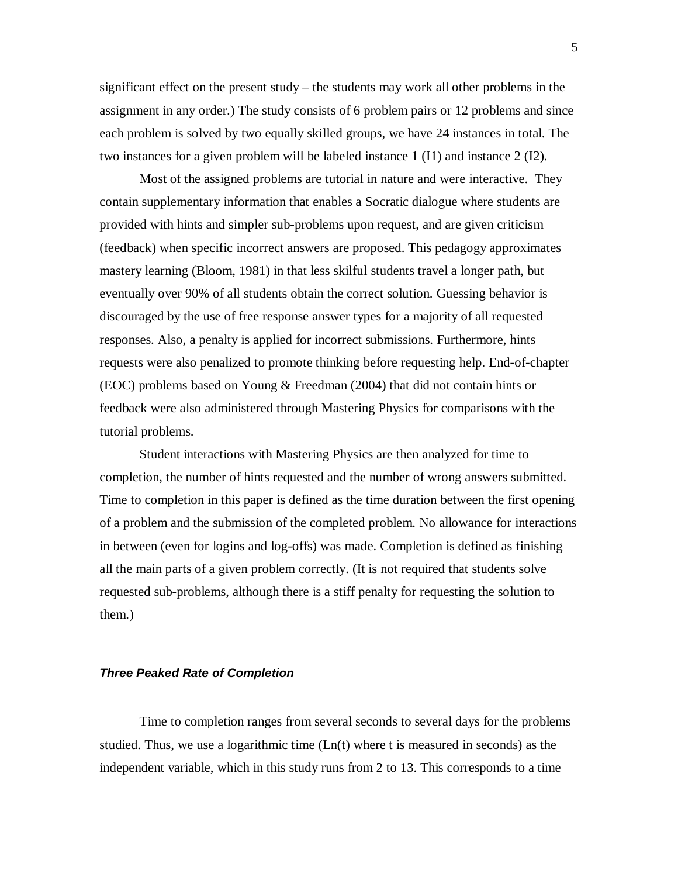significant effect on the present study – the students may work all other problems in the assignment in any order.) The study consists of 6 problem pairs or 12 problems and since each problem is solved by two equally skilled groups, we have 24 instances in total. The two instances for a given problem will be labeled instance 1 (I1) and instance 2 (I2).

Most of the assigned problems are tutorial in nature and were interactive. They contain supplementary information that enables a Socratic dialogue where students are provided with hints and simpler sub-problems upon request, and are given criticism (feedback) when specific incorrect answers are proposed. This pedagogy approximates mastery learning (Bloom, 1981) in that less skilful students travel a longer path, but eventually over 90% of all students obtain the correct solution. Guessing behavior is discouraged by the use of free response answer types for a majority of all requested responses. Also, a penalty is applied for incorrect submissions. Furthermore, hints requests were also penalized to promote thinking before requesting help. End-of-chapter (EOC) problems based on Young & Freedman (2004) that did not contain hints or feedback were also administered through Mastering Physics for comparisons with the tutorial problems.

Student interactions with Mastering Physics are then analyzed for time to completion, the number of hints requested and the number of wrong answers submitted. Time to completion in this paper is defined as the time duration between the first opening of a problem and the submission of the completed problem. No allowance for interactions in between (even for logins and log-offs) was made. Completion is defined as finishing all the main parts of a given problem correctly. (It is not required that students solve requested sub-problems, although there is a stiff penalty for requesting the solution to them.)

### ***Three Peaked Rate of Completion***

Time to completion ranges from several seconds to several days for the problems studied. Thus, we use a logarithmic time ($Ln(t)$ where t is measured in seconds) as the independent variable, which in this study runs from 2 to 13. This corresponds to a time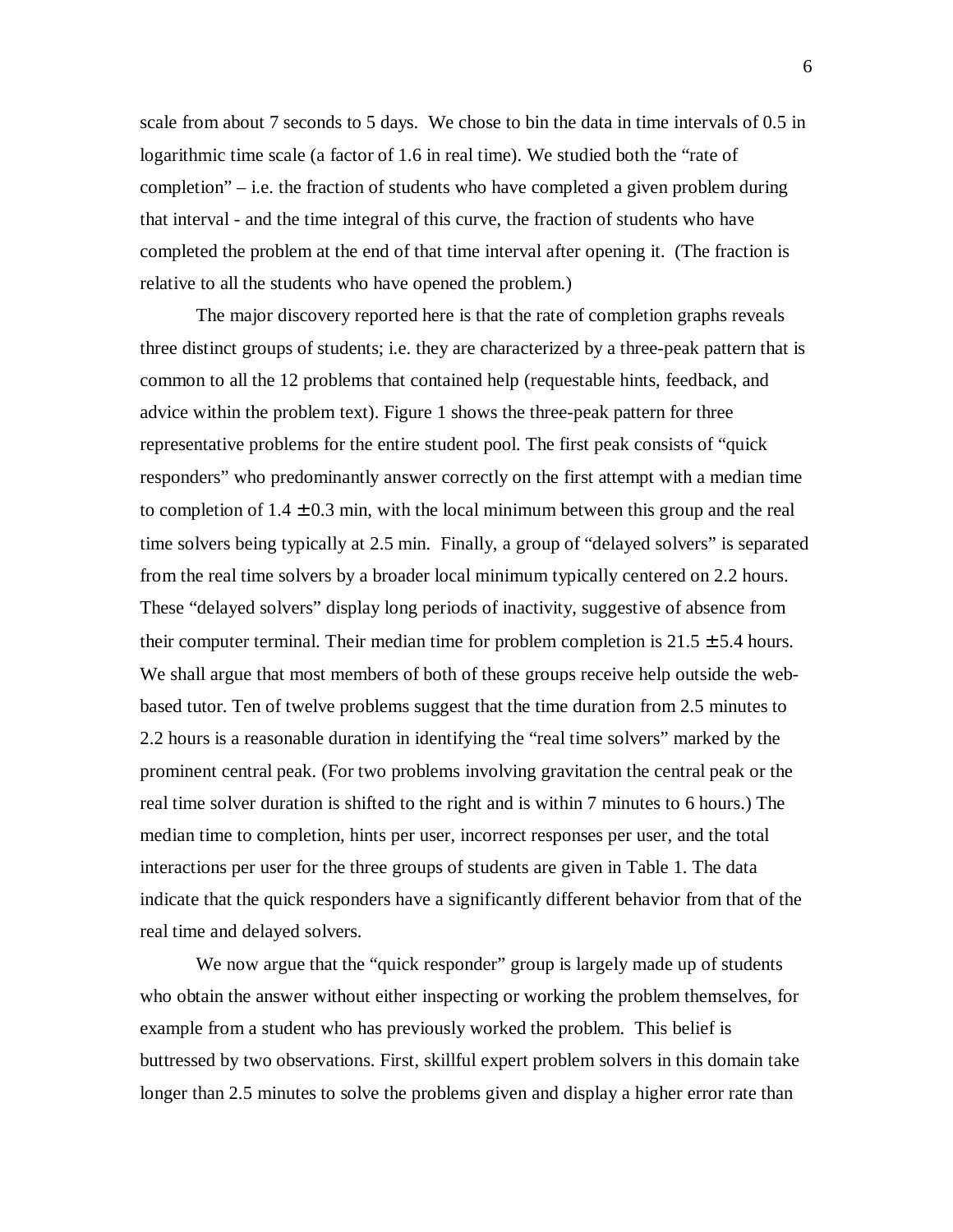scale from about 7 seconds to 5 days. We chose to bin the data in time intervals of 0.5 in logarithmic time scale (a factor of 1.6 in real time). We studied both the "rate of completion" – i.e. the fraction of students who have completed a given problem during that interval - and the time integral of this curve, the fraction of students who have completed the problem at the end of that time interval after opening it. (The fraction is relative to all the students who have opened the problem.)

The major discovery reported here is that the rate of completion graphs reveals three distinct groups of students; i.e. they are characterized by a three-peak pattern that is common to all the 12 problems that contained help (requestable hints, feedback, and advice within the problem text). Figure 1 shows the three-peak pattern for three representative problems for the entire student pool. The first peak consists of "quick responders" who predominantly answer correctly on the first attempt with a median time to completion of $1.4 \pm 0.3$ min, with the local minimum between this group and the real time solvers being typically at 2.5 min. Finally, a group of "delayed solvers" is separated from the real time solvers by a broader local minimum typically centered on 2.2 hours. These "delayed solvers" display long periods of inactivity, suggestive of absence from their computer terminal. Their median time for problem completion is $21.5 \pm 5.4$ hours. We shall argue that most members of both of these groups receive help outside the web-based tutor. Ten of twelve problems suggest that the time duration from 2.5 minutes to 2.2 hours is a reasonable duration in identifying the "real time solvers" marked by the prominent central peak. (For two problems involving gravitation the central peak or the real time solver duration is shifted to the right and is within 7 minutes to 6 hours.) The median time to completion, hints per user, incorrect responses per user, and the total interactions per user for the three groups of students are given in Table 1. The data indicate that the quick responders have a significantly different behavior from that of the real time and delayed solvers.

We now argue that the "quick responder" group is largely made up of students who obtain the answer without either inspecting or working the problem themselves, for example from a student who has previously worked the problem. This belief is buttressed by two observations. First, skillful expert problem solvers in this domain take longer than 2.5 minutes to solve the problems given and display a higher error rate than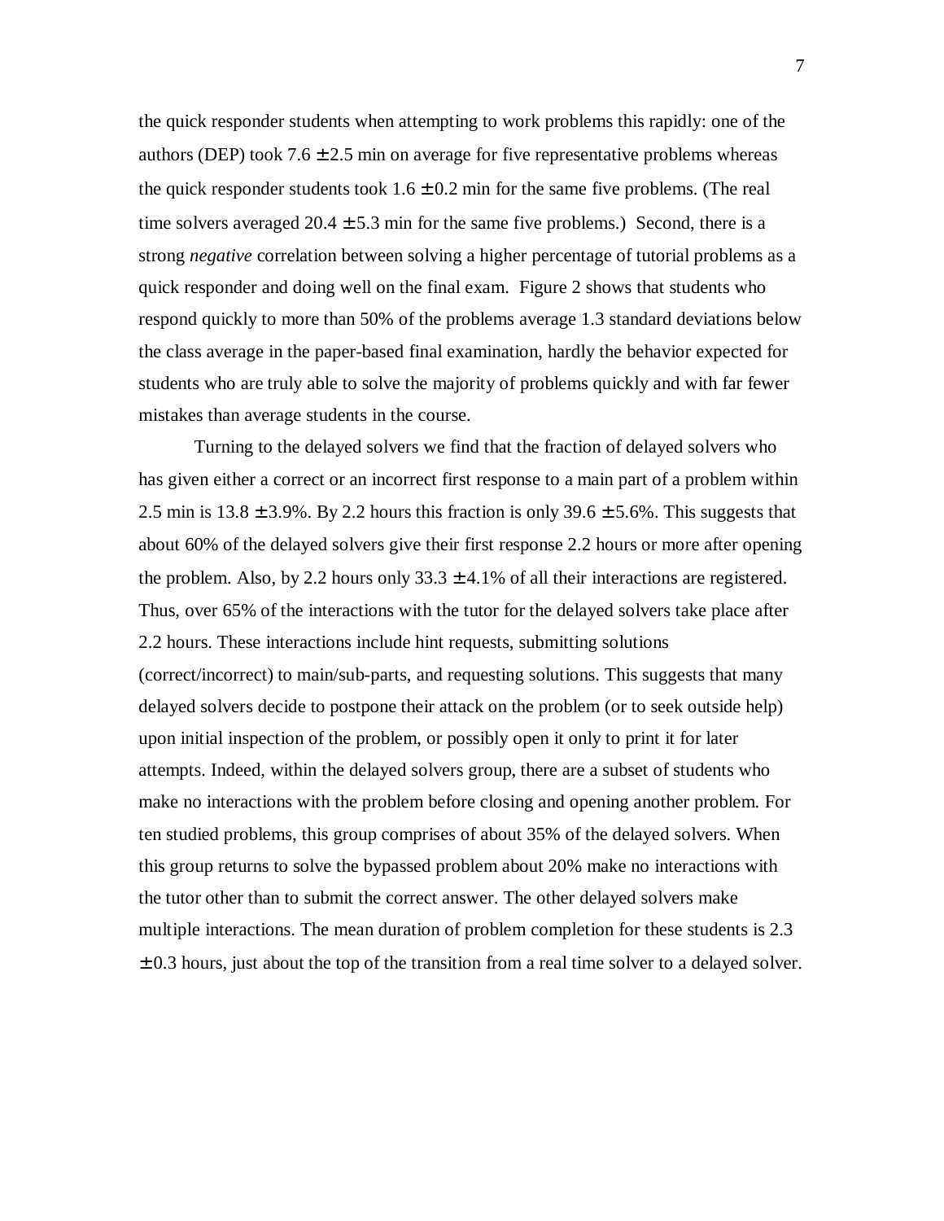the quick responder students when attempting to work problems this rapidly: one of the authors (DEP) took $7.6 \pm 2.5$ min on average for five representative problems whereas the quick responder students took $1.6 \pm 0.2$ min for the same five problems. (The real time solvers averaged $20.4 \pm 5.3$ min for the same five problems.) Second, there is a strong *negative* correlation between solving a higher percentage of tutorial problems as a quick responder and doing well on the final exam. Figure 2 shows that students who respond quickly to more than 50% of the problems average 1.3 standard deviations below the class average in the paper-based final examination, hardly the behavior expected for students who are truly able to solve the majority of problems quickly and with far fewer mistakes than average students in the course.

Turning to the delayed solvers we find that the fraction of delayed solvers who has given either a correct or an incorrect first response to a main part of a problem within 2.5 min is $13.8 \pm 3.9\%$. By 2.2 hours this fraction is only $39.6 \pm 5.6\%$. This suggests that about 60% of the delayed solvers give their first response 2.2 hours or more after opening the problem. Also, by 2.2 hours only $33.3 \pm 4.1\%$ of all their interactions are registered. Thus, over 65% of the interactions with the tutor for the delayed solvers take place after 2.2 hours. These interactions include hint requests, submitting solutions (correct/incorrect) to main/sub-parts, and requesting solutions. This suggests that many delayed solvers decide to postpone their attack on the problem (or to seek outside help) upon initial inspection of the problem, or possibly open it only to print it for later attempts. Indeed, within the delayed solvers group, there are a subset of students who make no interactions with the problem before closing and opening another problem. For ten studied problems, this group comprises of about 35% of the delayed solvers. When this group returns to solve the bypassed problem about 20% make no interactions with the tutor other than to submit the correct answer. The other delayed solvers make multiple interactions. The mean duration of problem completion for these students is $2.3 \pm 0.3$ hours, just about the top of the transition from a real time solver to a delayed solver.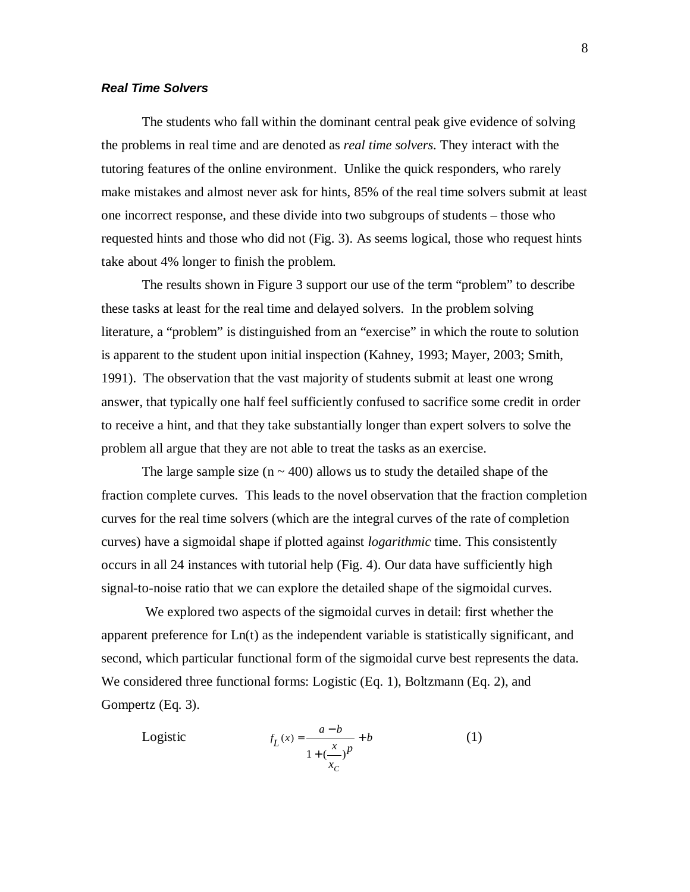### ***Real Time Solvers***

The students who fall within the dominant central peak give evidence of solving the problems in real time and are denoted as *real time solvers*. They interact with the tutoring features of the online environment. Unlike the quick responders, who rarely make mistakes and almost never ask for hints, 85% of the real time solvers submit at least one incorrect response, and these divide into two subgroups of students – those who requested hints and those who did not (Fig. 3). As seems logical, those who request hints take about 4% longer to finish the problem.

The results shown in Figure 3 support our use of the term "problem" to describe these tasks at least for the real time and delayed solvers. In the problem solving literature, a "problem" is distinguished from an "exercise" in which the route to solution is apparent to the student upon initial inspection (Kahney, 1993; Mayer, 2003; Smith, 1991). The observation that the vast majority of students submit at least one wrong answer, that typically one half feel sufficiently confused to sacrifice some credit in order to receive a hint, and that they take substantially longer than expert solvers to solve the problem all argue that they are not able to treat the tasks as an exercise.

The large sample size (n ~ 400) allows us to study the detailed shape of the fraction complete curves. This leads to the novel observation that the fraction completion curves for the real time solvers (which are the integral curves of the rate of completion curves) have a sigmoidal shape if plotted against *logarithmic* time. This consistently occurs in all 24 instances with tutorial help (Fig. 4). Our data have sufficiently high signal-to-noise ratio that we can explore the detailed shape of the sigmoidal curves.

We explored two aspects of the sigmoidal curves in detail: first whether the apparent preference for Ln(t) as the independent variable is statistically significant, and second, which particular functional form of the sigmoidal curve best represents the data. We considered three functional forms: Logistic (Eq. 1), Boltzmann (Eq. 2), and Gompertz (Eq. 3).

Logistic

$$f_L(x) = \frac{a - b}{1 + (\frac{x}{x_C})^p} + b \qquad (1)$$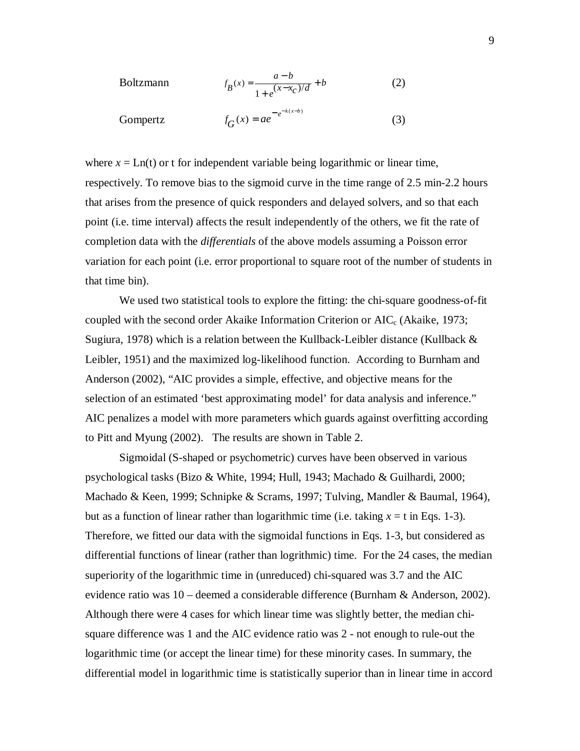Boltzmann $$f_B(x) = \frac{a-b}{1+e^{(x-x_c)/d}} + b \qquad (2)$$

Gompertz $$f_G(x) = ae^{-e^{-k(x-b)}} \qquad (3)$$

where $x$ = Ln(t) or t for independent variable being logarithmic or linear time, respectively. To remove bias to the sigmoid curve in the time range of 2.5 min-2.2 hours that arises from the presence of quick responders and delayed solvers, and so that each point (i.e. time interval) affects the result independently of the others, we fit the rate of completion data with the *differentials* of the above models assuming a Poisson error variation for each point (i.e. error proportional to square root of the number of students in that time bin).

We used two statistical tools to explore the fitting: the chi-square goodness-of-fit coupled with the second order Akaike Information Criterion or $AIC_c$ (Akaike, 1973; Sugiura, 1978) which is a relation between the Kullback-Leibler distance (Kullback & Leibler, 1951) and the maximized log-likelihood function. According to Burnham and Anderson (2002), "AIC provides a simple, effective, and objective means for the selection of an estimated 'best approximating model' for data analysis and inference." AIC penalizes a model with more parameters which guards against overfitting according to Pitt and Myung (2002). The results are shown in Table 2.

Sigmoidal (S-shaped or psychometric) curves have been observed in various psychological tasks (Bizo & White, 1994; Hull, 1943; Machado & Guilhardi, 2000; Machado & Keen, 1999; Schnipke & Scrams, 1997; Tulving, Mandler & Baumal, 1964), but as a function of linear rather than logarithmic time (i.e. taking $x$ = t in Eqs. 1-3). Therefore, we fitted our data with the sigmoidal functions in Eqs. 1-3, but considered as differential functions of linear (rather than logrithmic) time. For the 24 cases, the median superiority of the logarithmic time in (unreduced) chi-squared was 3.7 and the AIC evidence ratio was 10 – deemed a considerable difference (Burnham & Anderson, 2002). Although there were 4 cases for which linear time was slightly better, the median chi-square difference was 1 and the AIC evidence ratio was 2 - not enough to rule-out the logarithmic time (or accept the linear time) for these minority cases. In summary, the differential model in logarithmic time is statistically superior than in linear time in accord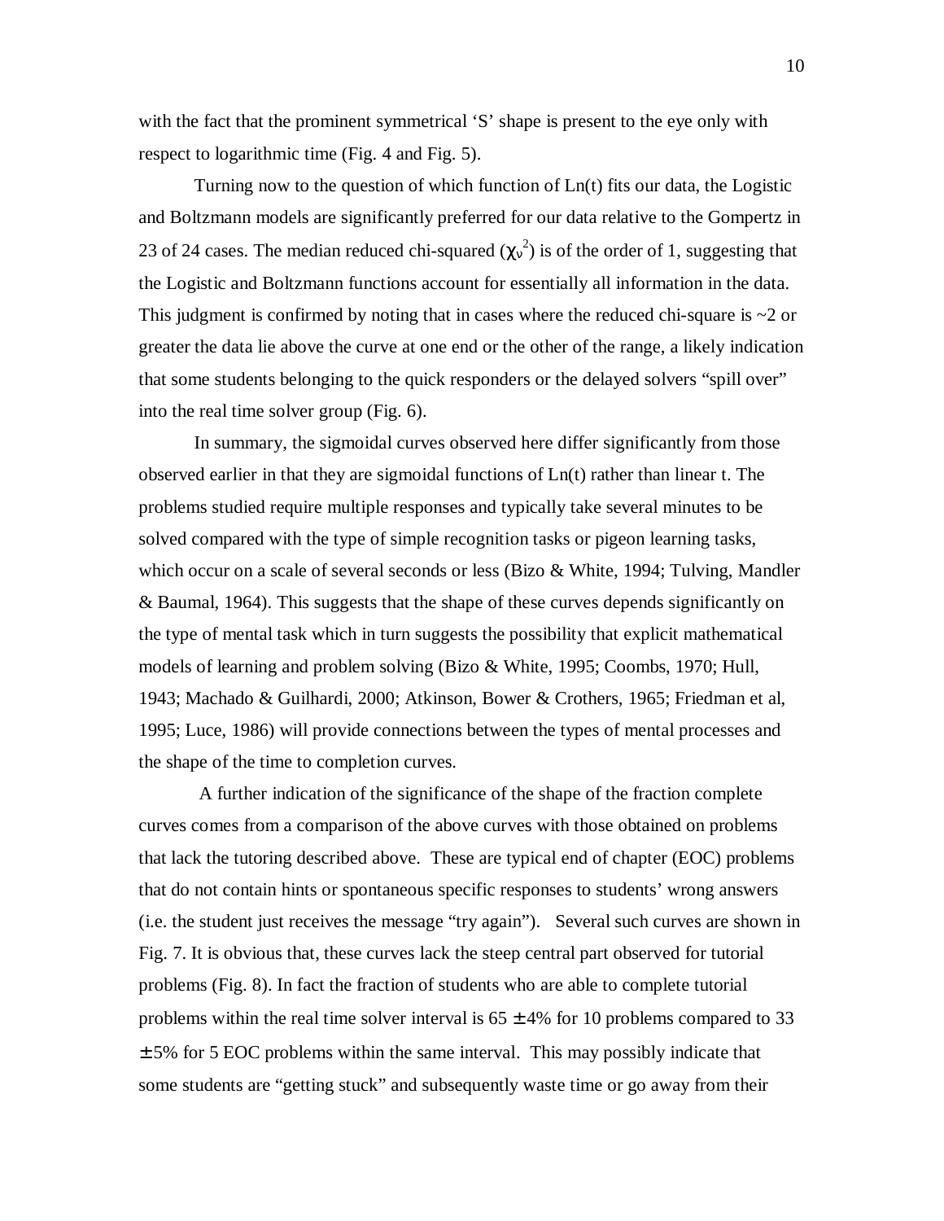with the fact that the prominent symmetrical 'S' shape is present to the eye only with respect to logarithmic time (Fig. 4 and Fig. 5).

Turning now to the question of which function of Ln(t) fits our data, the Logistic and Boltzmann models are significantly preferred for our data relative to the Gompertz in 23 of 24 cases. The median reduced chi-squared ($\chi_\nu^2$) is of the order of 1, suggesting that the Logistic and Boltzmann functions account for essentially all information in the data. This judgment is confirmed by noting that in cases where the reduced chi-square is ~2 or greater the data lie above the curve at one end or the other of the range, a likely indication that some students belonging to the quick responders or the delayed solvers "spill over" into the real time solver group (Fig. 6).

In summary, the sigmoidal curves observed here differ significantly from those observed earlier in that they are sigmoidal functions of Ln(t) rather than linear t. The problems studied require multiple responses and typically take several minutes to be solved compared with the type of simple recognition tasks or pigeon learning tasks, which occur on a scale of several seconds or less (Bizo & White, 1994; Tulving, Mandler & Baumal, 1964). This suggests that the shape of these curves depends significantly on the type of mental task which in turn suggests the possibility that explicit mathematical models of learning and problem solving (Bizo & White, 1995; Coombs, 1970; Hull, 1943; Machado & Guilhardi, 2000; Atkinson, Bower & Crothers, 1965; Friedman et al, 1995; Luce, 1986) will provide connections between the types of mental processes and the shape of the time to completion curves.

A further indication of the significance of the shape of the fraction complete curves comes from a comparison of the above curves with those obtained on problems that lack the tutoring described above. These are typical end of chapter (EOC) problems that do not contain hints or spontaneous specific responses to students' wrong answers (i.e. the student just receives the message "try again"). Several such curves are shown in Fig. 7. It is obvious that, these curves lack the steep central part observed for tutorial problems (Fig. 8). In fact the fraction of students who are able to complete tutorial problems within the real time solver interval is $65 \pm 4\%$ for 10 problems compared to $33 \pm 5\%$ for 5 EOC problems within the same interval. This may possibly indicate that some students are "getting stuck" and subsequently waste time or go away from their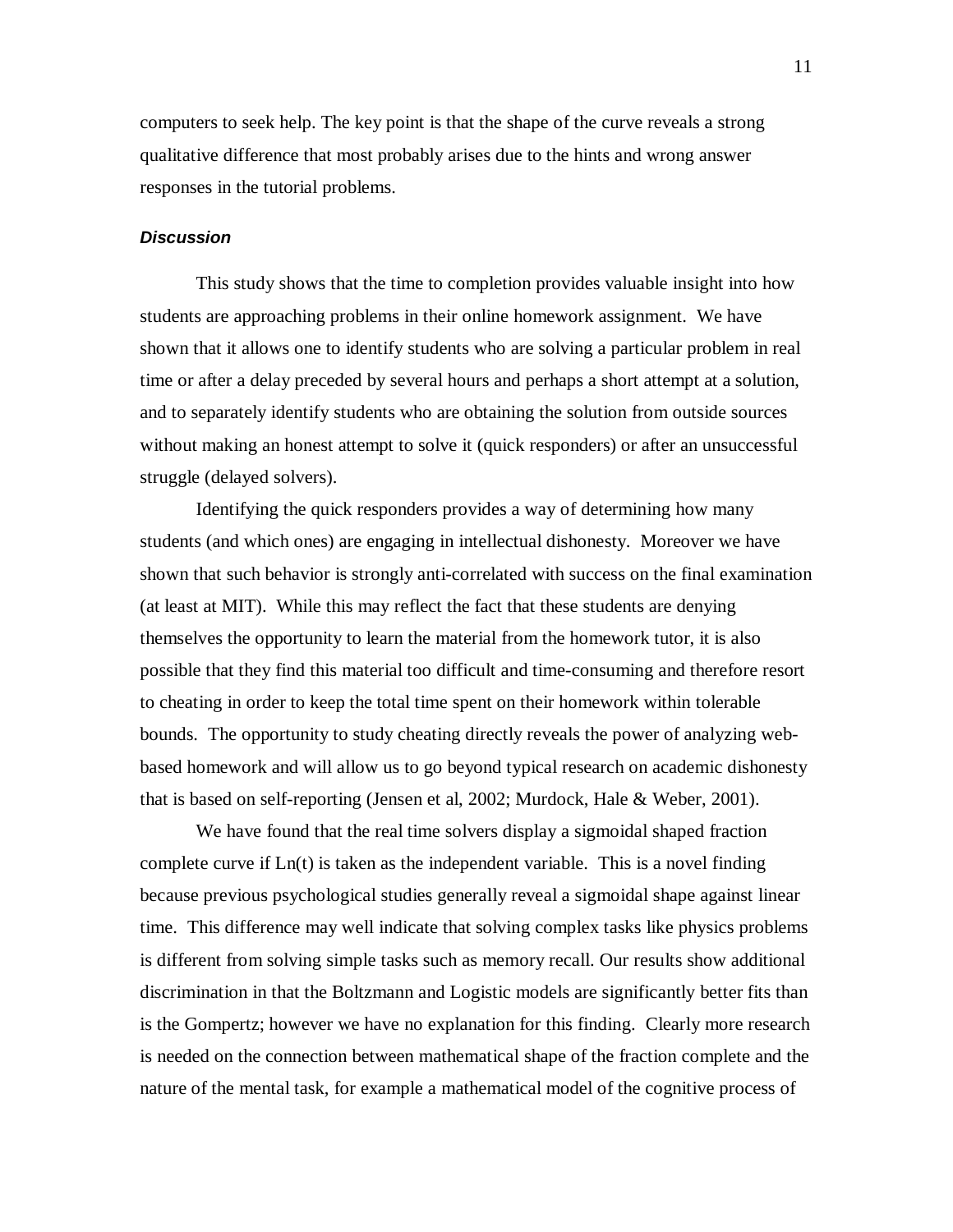computers to seek help. The key point is that the shape of the curve reveals a strong qualitative difference that most probably arises due to the hints and wrong answer responses in the tutorial problems.

### ***Discussion***

This study shows that the time to completion provides valuable insight into how students are approaching problems in their online homework assignment. We have shown that it allows one to identify students who are solving a particular problem in real time or after a delay preceded by several hours and perhaps a short attempt at a solution, and to separately identify students who are obtaining the solution from outside sources without making an honest attempt to solve it (quick responders) or after an unsuccessful struggle (delayed solvers).

Identifying the quick responders provides a way of determining how many students (and which ones) are engaging in intellectual dishonesty. Moreover we have shown that such behavior is strongly anti-correlated with success on the final examination (at least at MIT). While this may reflect the fact that these students are denying themselves the opportunity to learn the material from the homework tutor, it is also possible that they find this material too difficult and time-consuming and therefore resort to cheating in order to keep the total time spent on their homework within tolerable bounds. The opportunity to study cheating directly reveals the power of analyzing web-based homework and will allow us to go beyond typical research on academic dishonesty that is based on self-reporting (Jensen et al, 2002; Murdock, Hale & Weber, 2001).

We have found that the real time solvers display a sigmoidal shaped fraction complete curve if Ln(t) is taken as the independent variable. This is a novel finding because previous psychological studies generally reveal a sigmoidal shape against linear time. This difference may well indicate that solving complex tasks like physics problems is different from solving simple tasks such as memory recall. Our results show additional discrimination in that the Boltzmann and Logistic models are significantly better fits than is the Gompertz; however we have no explanation for this finding. Clearly more research is needed on the connection between mathematical shape of the fraction complete and the nature of the mental task, for example a mathematical model of the cognitive process of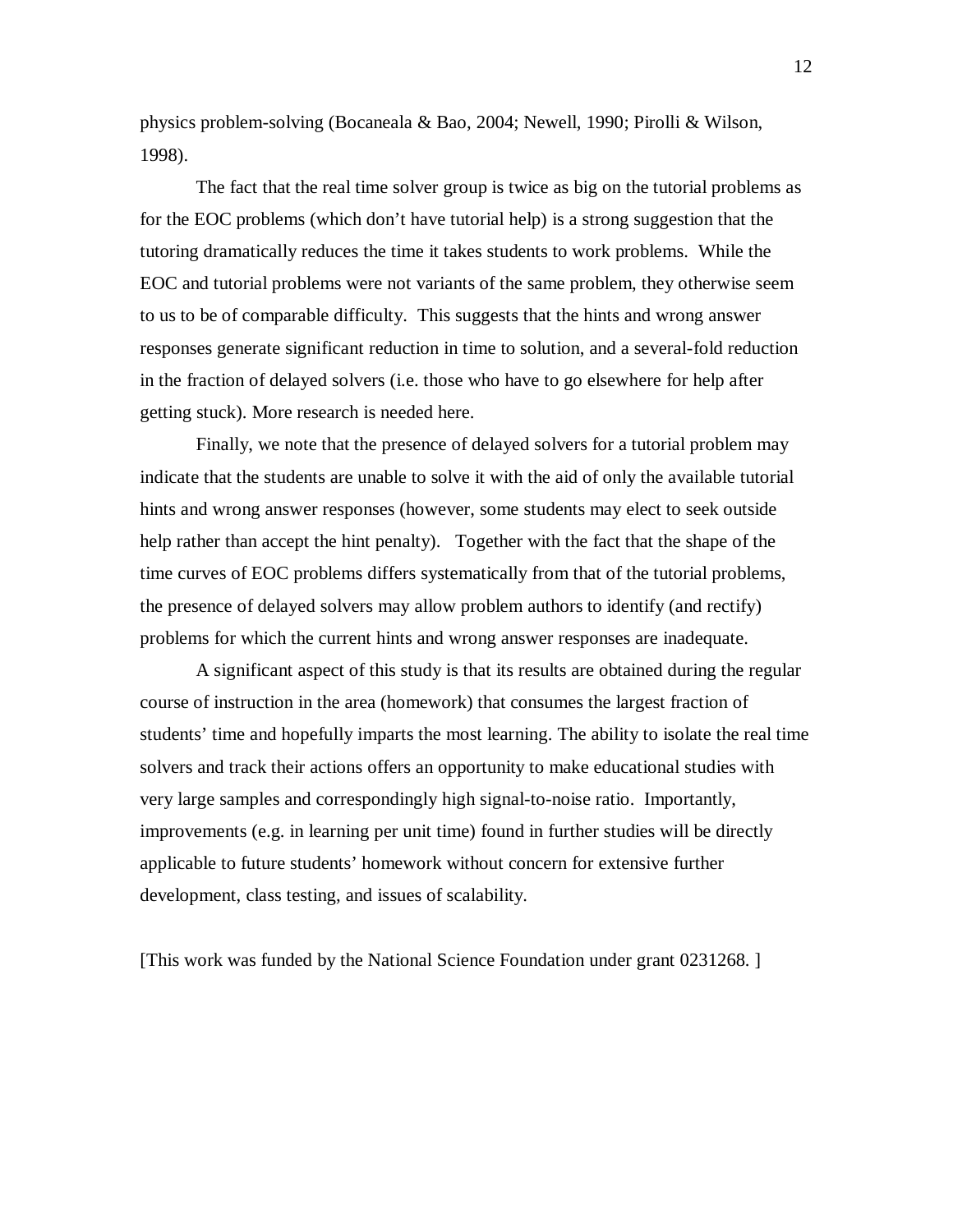physics problem-solving (Bocaneala & Bao, 2004; Newell, 1990; Pirolli & Wilson, 1998).

The fact that the real time solver group is twice as big on the tutorial problems as for the EOC problems (which don't have tutorial help) is a strong suggestion that the tutoring dramatically reduces the time it takes students to work problems. While the EOC and tutorial problems were not variants of the same problem, they otherwise seem to us to be of comparable difficulty. This suggests that the hints and wrong answer responses generate significant reduction in time to solution, and a several-fold reduction in the fraction of delayed solvers (i.e. those who have to go elsewhere for help after getting stuck). More research is needed here.

Finally, we note that the presence of delayed solvers for a tutorial problem may indicate that the students are unable to solve it with the aid of only the available tutorial hints and wrong answer responses (however, some students may elect to seek outside help rather than accept the hint penalty). Together with the fact that the shape of the time curves of EOC problems differs systematically from that of the tutorial problems, the presence of delayed solvers may allow problem authors to identify (and rectify) problems for which the current hints and wrong answer responses are inadequate.

A significant aspect of this study is that its results are obtained during the regular course of instruction in the area (homework) that consumes the largest fraction of students' time and hopefully imparts the most learning. The ability to isolate the real time solvers and track their actions offers an opportunity to make educational studies with very large samples and correspondingly high signal-to-noise ratio. Importantly, improvements (e.g. in learning per unit time) found in further studies will be directly applicable to future students' homework without concern for extensive further development, class testing, and issues of scalability.

[This work was funded by the National Science Foundation under grant 0231268. ]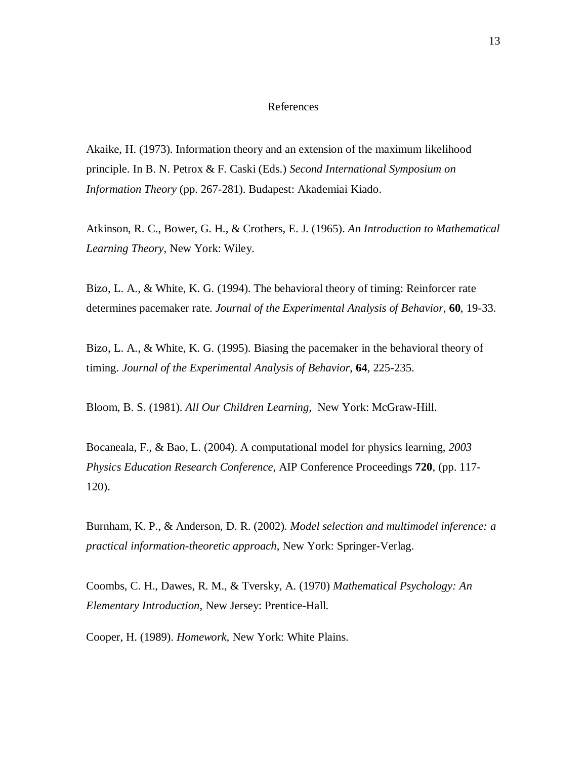## References

Akaike, H. (1973). Information theory and an extension of the maximum likelihood principle. In B. N. Petrox & F. Caski (Eds.) *Second International Symposium on Information Theory* (pp. 267-281). Budapest: Akademiai Kiado.

Atkinson, R. C., Bower, G. H., & Crothers, E. J. (1965). *An Introduction to Mathematical Learning Theory*, New York: Wiley.

Bizo, L. A., & White, K. G. (1994). The behavioral theory of timing: Reinforcer rate determines pacemaker rate. *Journal of the Experimental Analysis of Behavior*, **60**, 19-33.

Bizo, L. A., & White, K. G. (1995). Biasing the pacemaker in the behavioral theory of timing. *Journal of the Experimental Analysis of Behavior*, **64**, 225-235.

Bloom, B. S. (1981). *All Our Children Learning*, New York: McGraw-Hill.

Bocaneala, F., & Bao, L. (2004). A computational model for physics learning, *2003 Physics Education Research Conference*, AIP Conference Proceedings **720**, (pp. 117-120).

Burnham, K. P., & Anderson, D. R. (2002). *Model selection and multimodel inference: a practical information-theoretic approach*, New York: Springer-Verlag.

Coombs, C. H., Dawes, R. M., & Tversky, A. (1970) *Mathematical Psychology: An Elementary Introduction*, New Jersey: Prentice-Hall.

Cooper, H. (1989). *Homework*, New York: White Plains.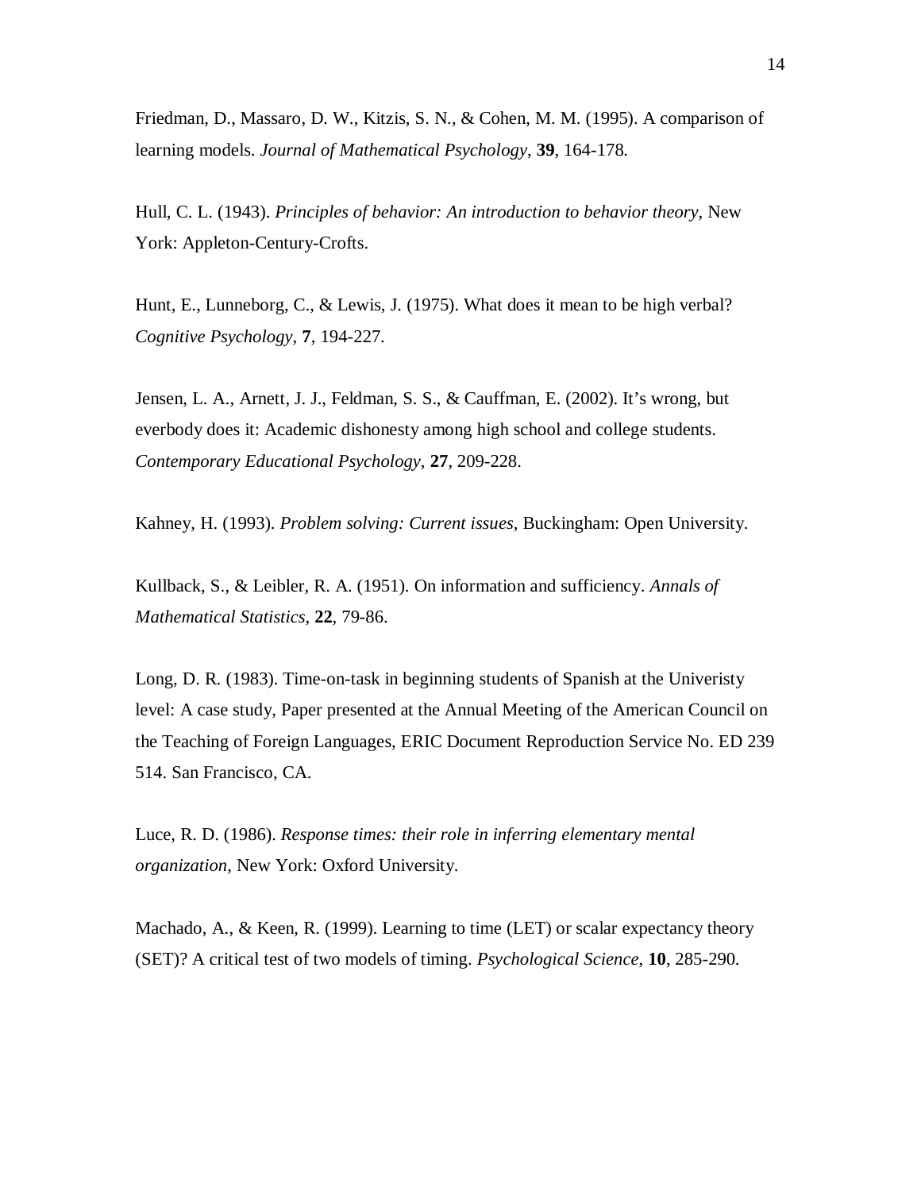Friedman, D., Massaro, D. W., Kitzis, S. N., & Cohen, M. M. (1995). A comparison of learning models. *Journal of Mathematical Psychology*, **39**, 164-178.

Hull, C. L. (1943). *Principles of behavior: An introduction to behavior theory*, New York: Appleton-Century-Crofts.

Hunt, E., Lunneborg, C., & Lewis, J. (1975). What does it mean to be high verbal? *Cognitive Psychology*, **7**, 194-227.

Jensen, L. A., Arnett, J. J., Feldman, S. S., & Cauffman, E. (2002). It's wrong, but everbody does it: Academic dishonesty among high school and college students. *Contemporary Educational Psychology*, **27**, 209-228.

Kahney, H. (1993). *Problem solving: Current issues*, Buckingham: Open University.

Kullback, S., & Leibler, R. A. (1951). On information and sufficiency. *Annals of Mathematical Statistics*, **22**, 79-86.

Long, D. R. (1983). Time-on-task in beginning students of Spanish at the Univeristy level: A case study, Paper presented at the Annual Meeting of the American Council on the Teaching of Foreign Languages, ERIC Document Reproduction Service No. ED 239 514. San Francisco, CA.

Luce, R. D. (1986). *Response times: their role in inferring elementary mental organization*, New York: Oxford University.

Machado, A., & Keen, R. (1999). Learning to time (LET) or scalar expectancy theory (SET)? A critical test of two models of timing. *Psychological Science*, **10**, 285-290.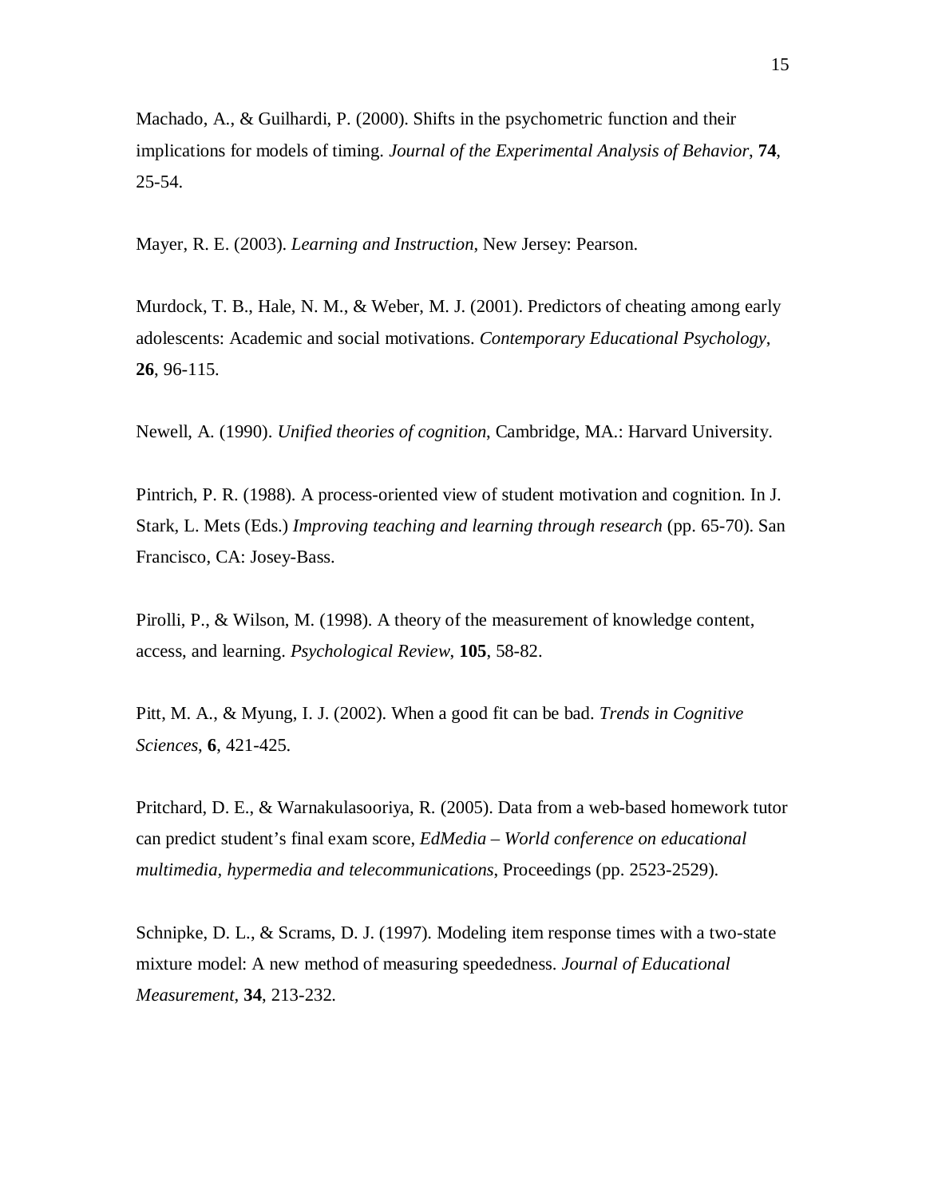Machado, A., & Guilhardi, P. (2000). Shifts in the psychometric function and their implications for models of timing. *Journal of the Experimental Analysis of Behavior*, **74**, 25-54.

Mayer, R. E. (2003). *Learning and Instruction*, New Jersey: Pearson.

Murdock, T. B., Hale, N. M., & Weber, M. J. (2001). Predictors of cheating among early adolescents: Academic and social motivations. *Contemporary Educational Psychology*, **26**, 96-115.

Newell, A. (1990). *Unified theories of cognition*, Cambridge, MA.: Harvard University.

Pintrich, P. R. (1988). A process-oriented view of student motivation and cognition. In J. Stark, L. Mets (Eds.) *Improving teaching and learning through research* (pp. 65-70). San Francisco, CA: Josey-Bass.

Pirolli, P., & Wilson, M. (1998). A theory of the measurement of knowledge content, access, and learning. *Psychological Review*, **105**, 58-82.

Pitt, M. A., & Myung, I. J. (2002). When a good fit can be bad. *Trends in Cognitive Sciences*, **6**, 421-425.

Pritchard, D. E., & Warnakulasooriya, R. (2005). Data from a web-based homework tutor can predict student's final exam score, *EdMedia – World conference on educational multimedia, hypermedia and telecommunications*, Proceedings (pp. 2523-2529).

Schnipke, D. L., & Scrams, D. J. (1997). Modeling item response times with a two-state mixture model: A new method of measuring speededness. *Journal of Educational Measurement*, **34**, 213-232.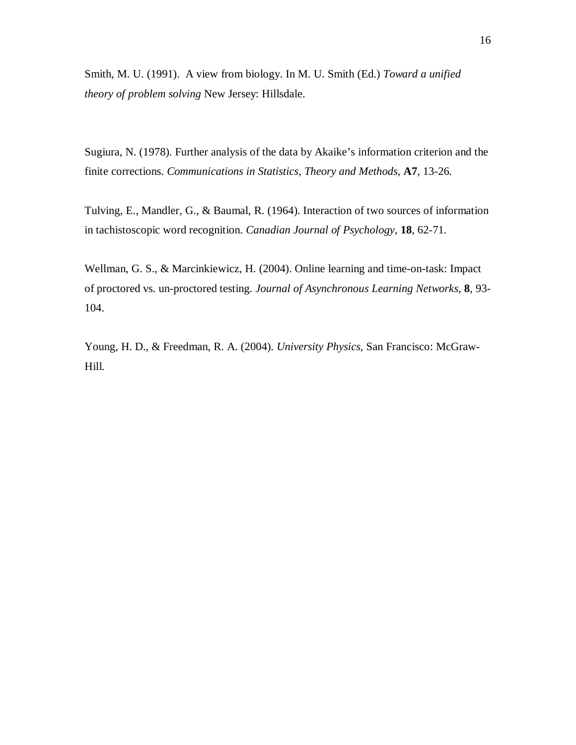Smith, M. U. (1991). A view from biology. In M. U. Smith (Ed.) *Toward a unified theory of problem solving* New Jersey: Hillsdale.

Sugiura, N. (1978). Further analysis of the data by Akaike's information criterion and the finite corrections. *Communications in Statistics, Theory and Methods*, **A7**, 13-26.

Tulving, E., Mandler, G., & Baumal, R. (1964). Interaction of two sources of information in tachistoscopic word recognition. *Canadian Journal of Psychology*, **18**, 62-71.

Wellman, G. S., & Marcinkiewicz, H. (2004). Online learning and time-on-task: Impact of proctored vs. un-proctored testing. *Journal of Asynchronous Learning Networks*, **8**, 93-104.

Young, H. D., & Freedman, R. A. (2004). *University Physics*, San Francisco: McGraw-Hill.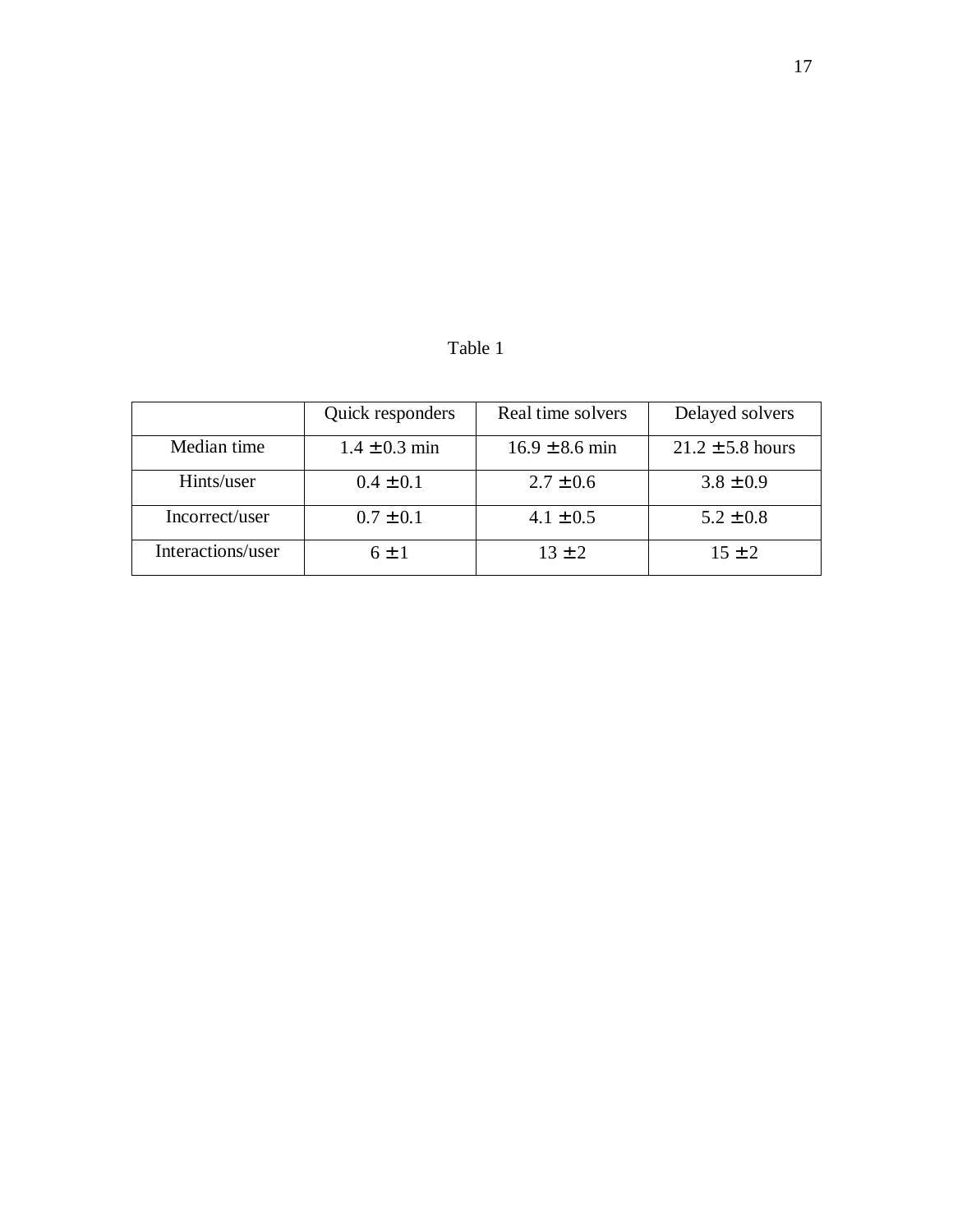Table 1

| | Quick responders | Real time solvers | Delayed solvers |
|---|---|---|---|
| Median time | $1.4 \pm 0.3$ min | $16.9 \pm 8.6$ min | $21.2 \pm 5.8$ hours |
| Hints/user | $0.4 \pm 0.1$ | $2.7 \pm 0.6$ | $3.8 \pm 0.9$ |
| Incorrect/user | $0.7 \pm 0.1$ | $4.1 \pm 0.5$ | $5.2 \pm 0.8$ |
| Interactions/user | $6 \pm 1$ | $13 \pm 2$ | $15 \pm 2$ |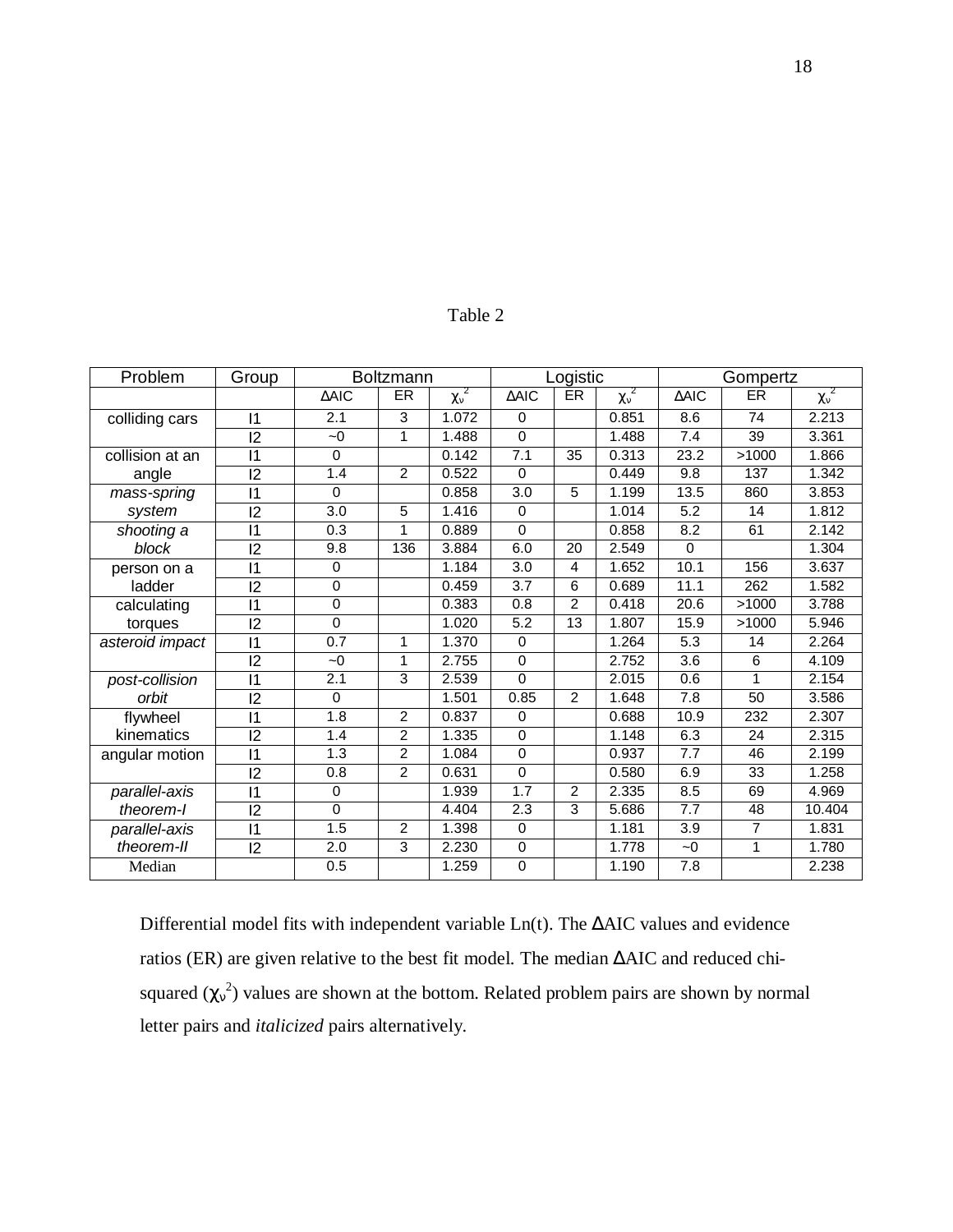Table 2

| Problem | Group | Boltzmann | | | Logistic | | | Gompertz | | |
|---|---|---|---|---|---|---|---|---|---|---|
| | | ΔAIC | ER | $\chi_\nu^2$ | ΔAIC | ER | $\chi_\nu^2$ | ΔAIC | ER | $\chi_\nu^2$ |
| colliding cars | I1 | 2.1 | 3 | 1.072 | 0 | | 0.851 | 8.6 | 74 | 2.213 |
| | I2 | ~0 | 1 | 1.488 | 0 | | 1.488 | 7.4 | 39 | 3.361 |
| collision at an angle | I1 | 0 | | 0.142 | 7.1 | 35 | 0.313 | 23.2 | >1000 | 1.866 |
| | I2 | 1.4 | 2 | 0.522 | 0 | | 0.449 | 9.8 | 137 | 1.342 |
| *mass-spring system* | I1 | 0 | | 0.858 | 3.0 | 5 | 1.199 | 13.5 | 860 | 3.853 |
| | I2 | 3.0 | 5 | 1.416 | 0 | | 1.014 | 5.2 | 14 | 1.812 |
| *shooting a block* | I1 | 0.3 | 1 | 0.889 | 0 | | 0.858 | 8.2 | 61 | 2.142 |
| | I2 | 9.8 | 136 | 3.884 | 6.0 | 20 | 2.549 | 0 | | 1.304 |
| person on a ladder | I1 | 0 | | 1.184 | 3.0 | 4 | 1.652 | 10.1 | 156 | 3.637 |
| | I2 | 0 | | 0.459 | 3.7 | 6 | 0.689 | 11.1 | 262 | 1.582 |
| calculating torques | I1 | 0 | | 0.383 | 0.8 | 2 | 0.418 | 20.6 | >1000 | 3.788 |
| | I2 | 0 | | 1.020 | 5.2 | 13 | 1.807 | 15.9 | >1000 | 5.946 |
| *asteroid impact* | I1 | 0.7 | 1 | 1.370 | 0 | | 1.264 | 5.3 | 14 | 2.264 |
| | I2 | ~0 | 1 | 2.755 | 0 | | 2.752 | 3.6 | 6 | 4.109 |
| *post-collision orbit* | I1 | 2.1 | 3 | 2.539 | 0 | | 2.015 | 0.6 | 1 | 2.154 |
| | I2 | 0 | | 1.501 | 0.85 | 2 | 1.648 | 7.8 | 50 | 3.586 |
| flywheel kinematics | I1 | 1.8 | 2 | 0.837 | 0 | | 0.688 | 10.9 | 232 | 2.307 |
| | I2 | 1.4 | 2 | 1.335 | 0 | | 1.148 | 6.3 | 24 | 2.315 |
| angular motion | I1 | 1.3 | 2 | 1.084 | 0 | | 0.937 | 7.7 | 46 | 2.199 |
| | I2 | 0.8 | 2 | 0.631 | 0 | | 0.580 | 6.9 | 33 | 1.258 |
| *parallel-axis theorem-I* | I1 | 0 | | 1.939 | 1.7 | 2 | 2.335 | 8.5 | 69 | 4.969 |
| | I2 | 0 | | 4.404 | 2.3 | 3 | 5.686 | 7.7 | 48 | 10.404 |
| *parallel-axis theorem-II* | I1 | 1.5 | 2 | 1.398 | 0 | | 1.181 | 3.9 | 7 | 1.831 |
| | I2 | 2.0 | 3 | 2.230 | 0 | | 1.778 | ~0 | 1 | 1.780 |
| Median | | 0.5 | | 1.259 | 0 | | 1.190 | 7.8 | | 2.238 |

Differential model fits with independent variable Ln(t). The ΔAIC values and evidence ratios (ER) are given relative to the best fit model. The median ΔAIC and reduced chi-squared ($\chi_\nu^2$) values are shown at the bottom. Related problem pairs are shown by normal letter pairs and *italicized* pairs alternatively.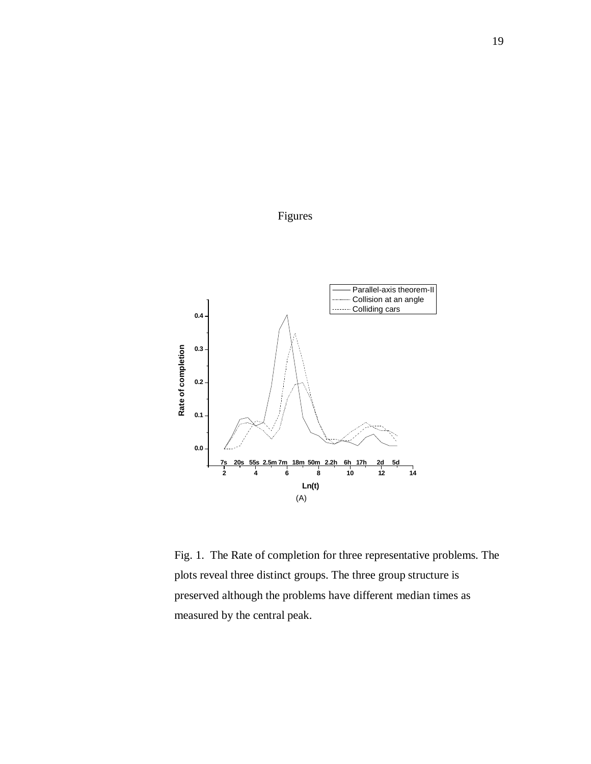Figures

Fig. 1. The Rate of completion for three representative problems. The plots reveal three distinct groups. The three group structure is preserved although the problems have different median times as measured by the central peak.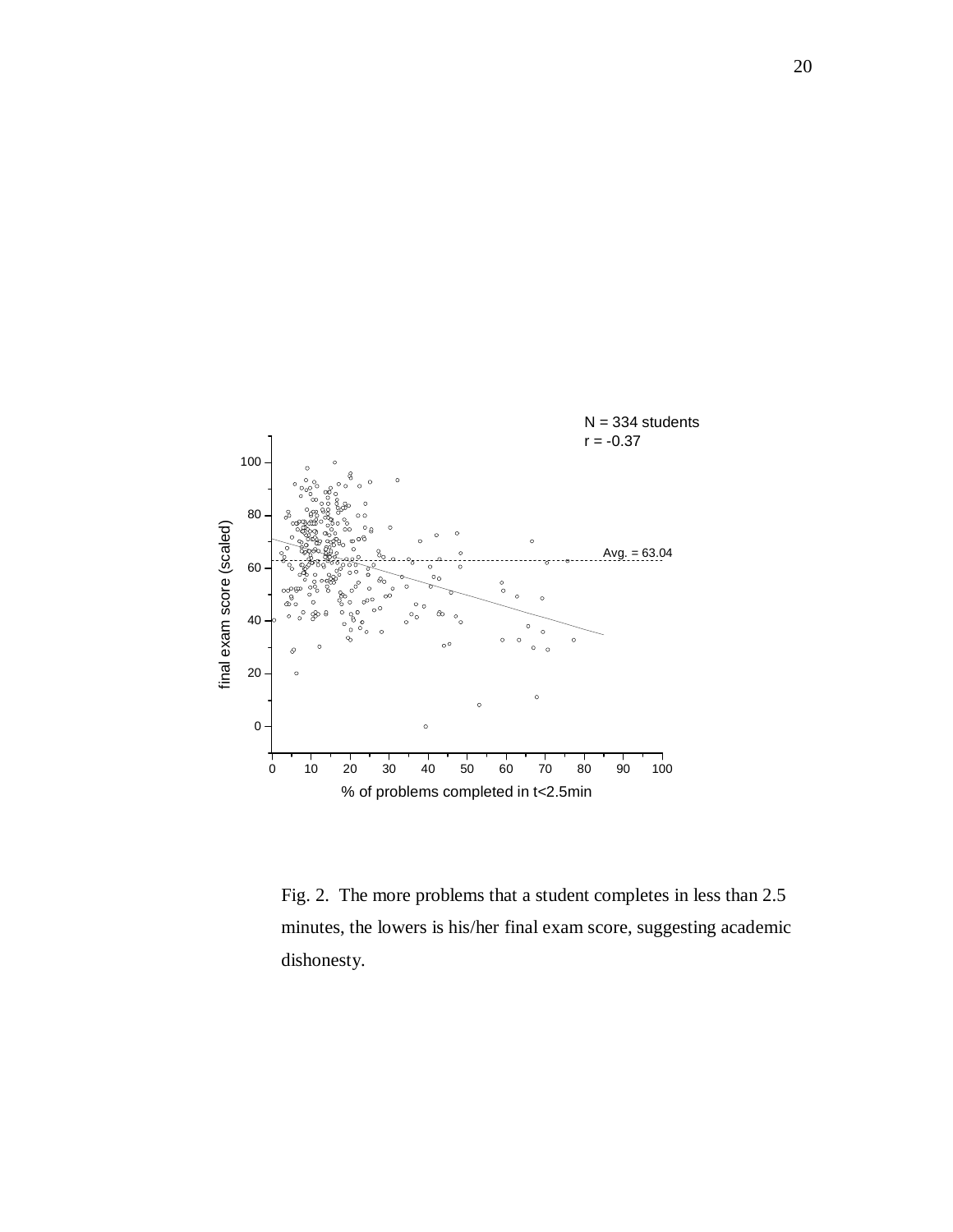N = 334 students
r = -0.37

Avg. = 63.04

final exam score (scaled)

% of problems completed in t<2.5min

Fig. 2. The more problems that a student completes in less than 2.5 minutes, the lowers is his/her final exam score, suggesting academic dishonesty.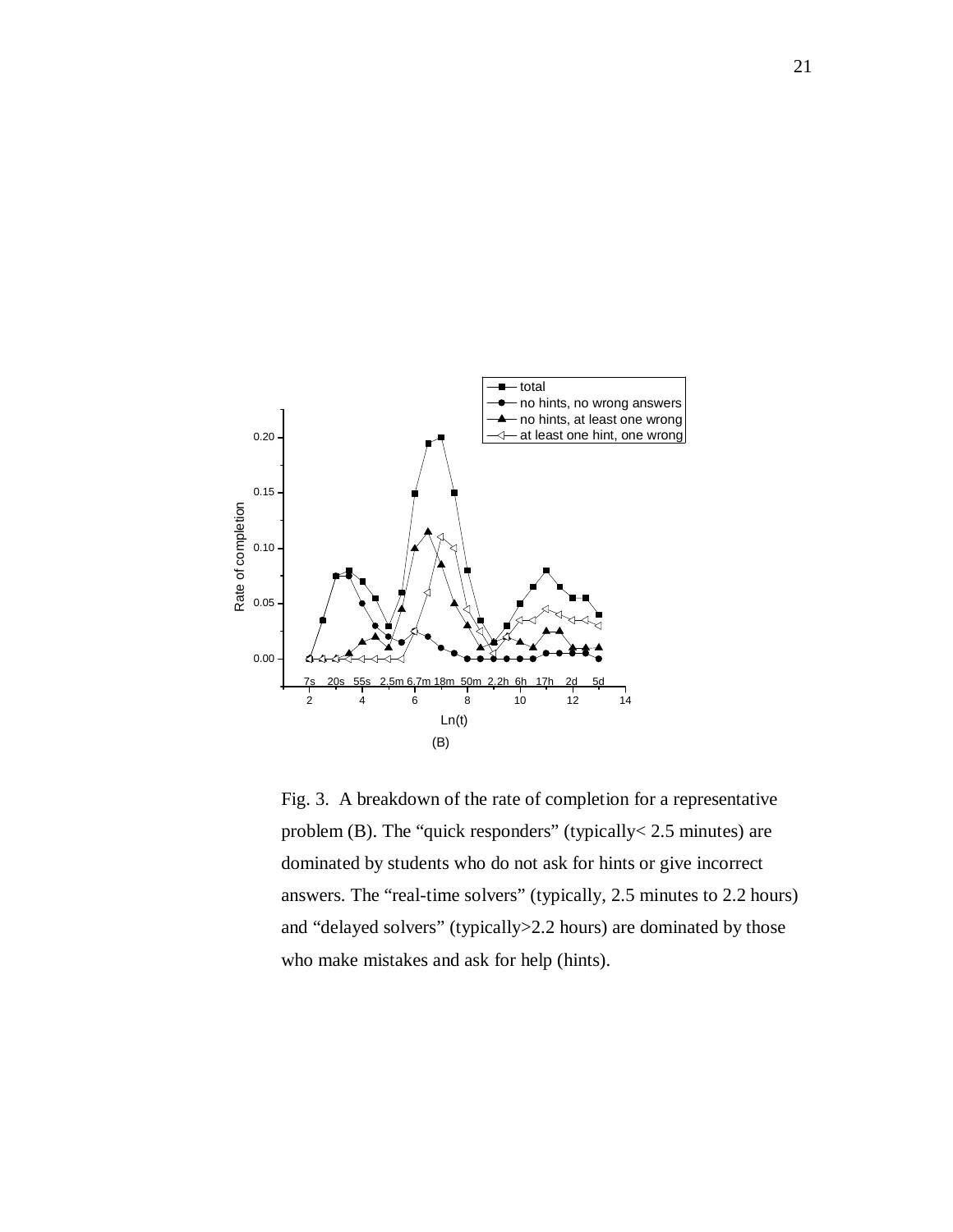Fig. 3. A breakdown of the rate of completion for a representative problem (B). The “quick responders” (typically< 2.5 minutes) are dominated by students who do not ask for hints or give incorrect answers. The “real-time solvers” (typically, 2.5 minutes to 2.2 hours) and “delayed solvers” (typically>2.2 hours) are dominated by those who make mistakes and ask for help (hints).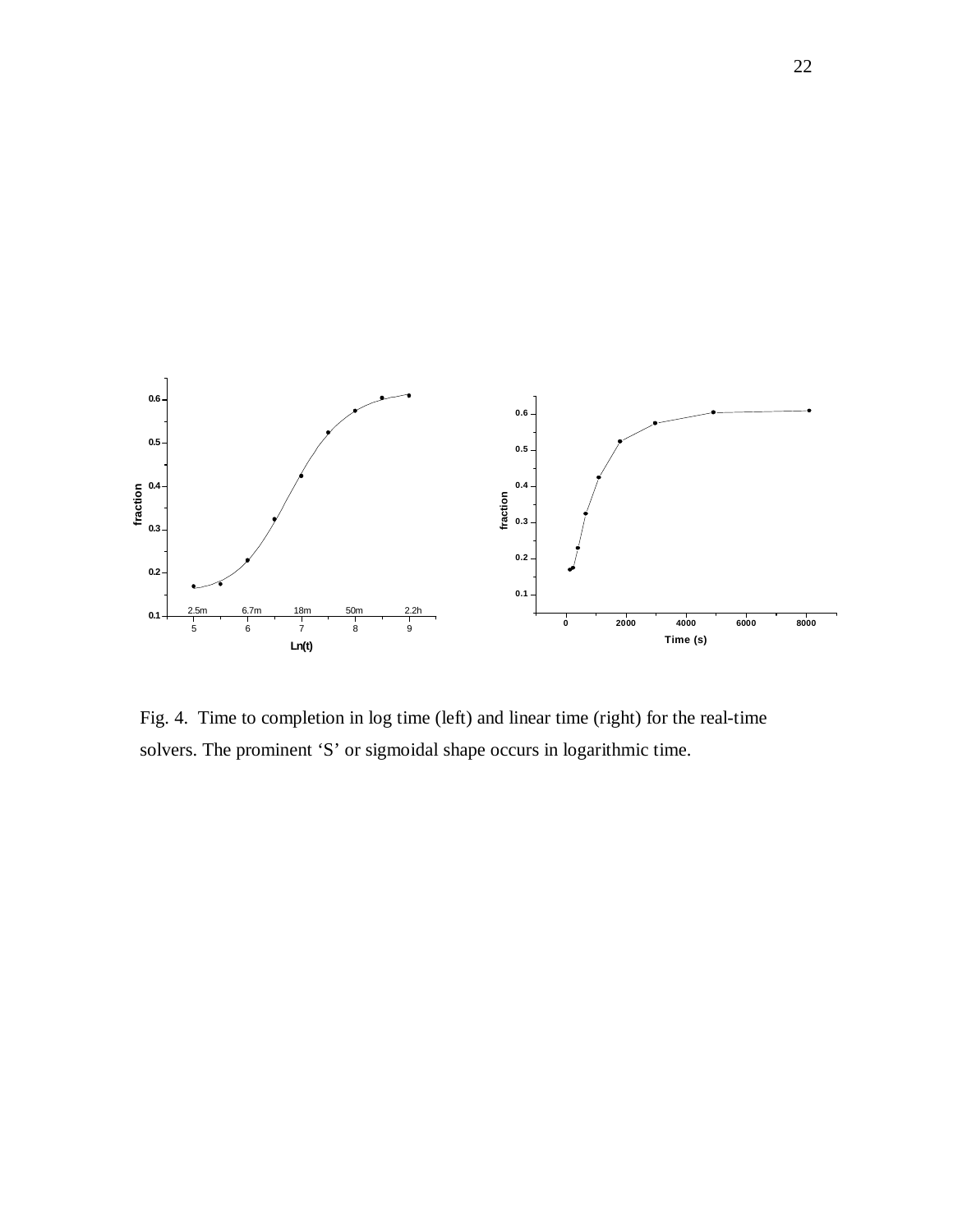Fig. 4. Time to completion in log time (left) and linear time (right) for the real-time solvers. The prominent 'S' or sigmoidal shape occurs in logarithmic time.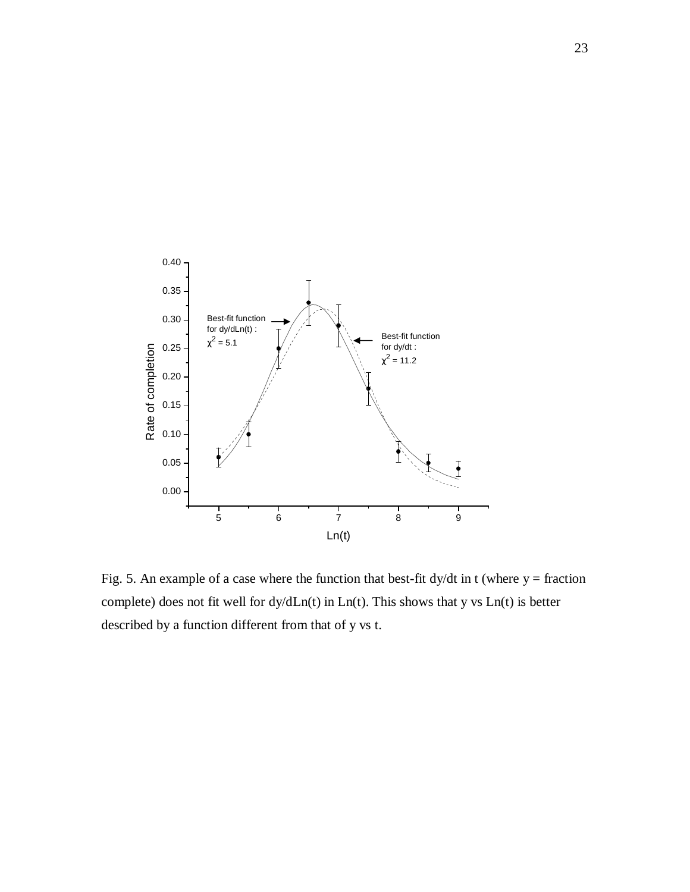Fig. 5. An example of a case where the function that best-fit dy/dt in t (where y = fraction complete) does not fit well for dy/dLn(t) in Ln(t). This shows that y vs Ln(t) is better described by a function different from that of y vs t.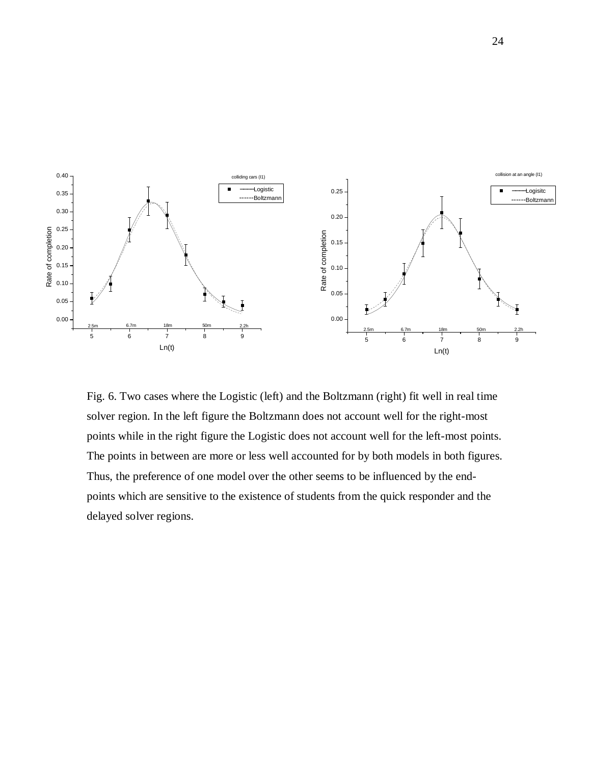Fig. 6. Two cases where the Logistic (left) and the Boltzmann (right) fit well in real time solver region. In the left figure the Boltzmann does not account well for the right-most points while in the right figure the Logistic does not account well for the left-most points. The points in between are more or less well accounted for by both models in both figures. Thus, the preference of one model over the other seems to be influenced by the end-points which are sensitive to the existence of students from the quick responder and the delayed solver regions.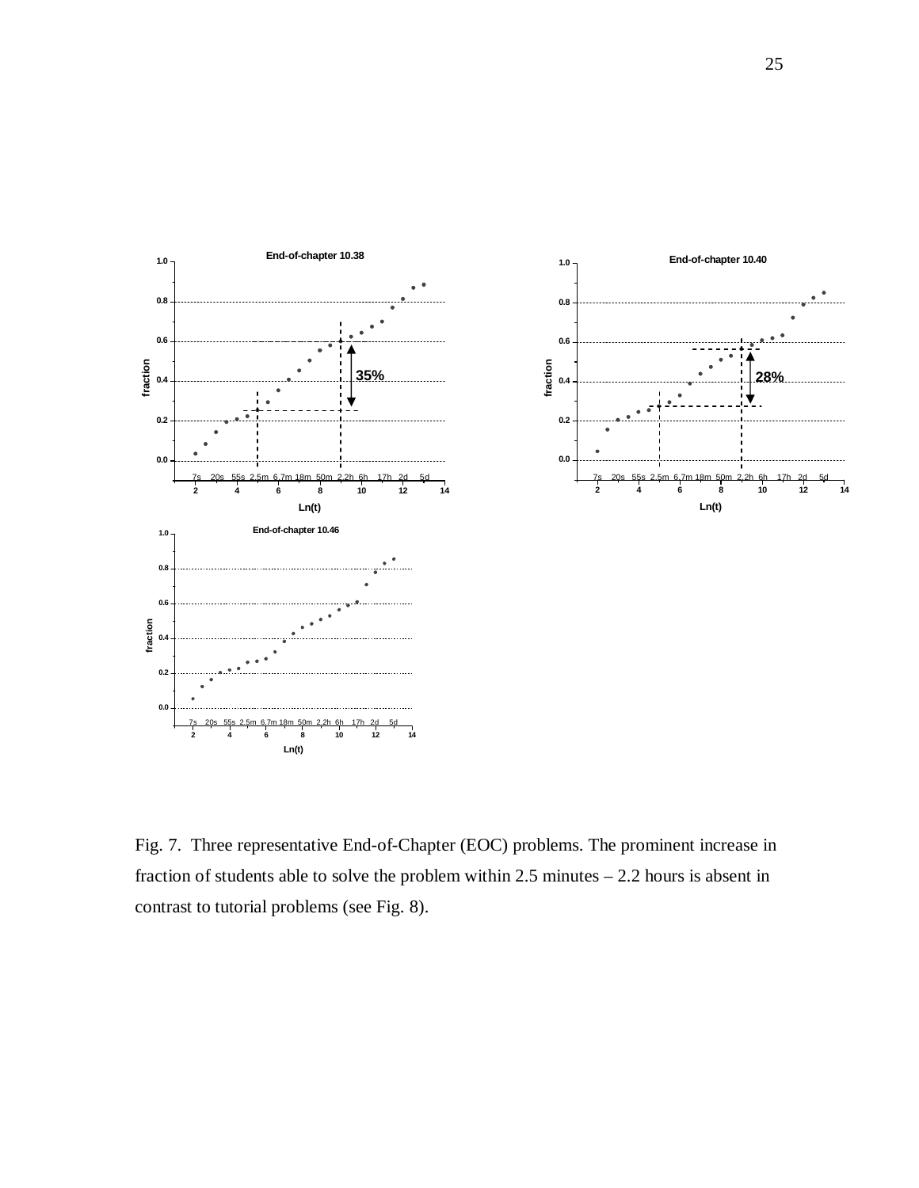Fig. 7. Three representative End-of-Chapter (EOC) problems. The prominent increase in fraction of students able to solve the problem within 2.5 minutes – 2.2 hours is absent in contrast to tutorial problems (see Fig. 8).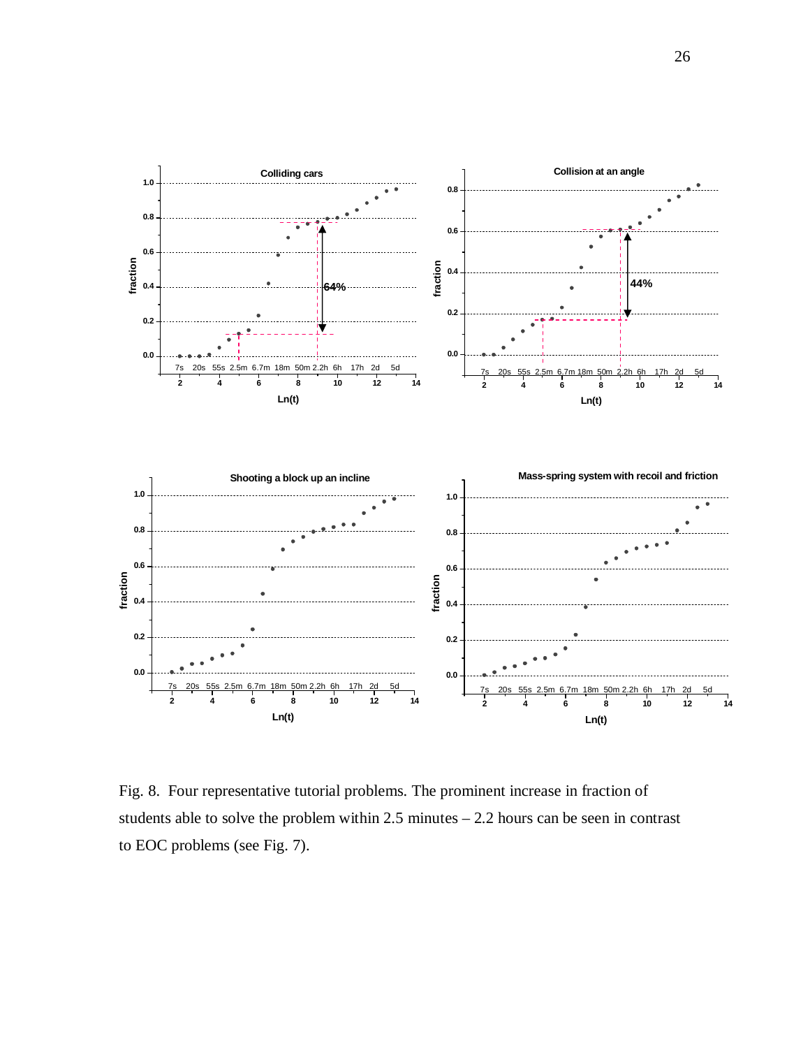Colliding cars

1.0
0.8
0.6
0.4
0.2
0.0

fraction

64%

7s 20s 55s 2.5m 6.7m 18m 50m 2.2h 6h 17h 2d 5d

2 4 6 8 10 12 14

Ln(t)

Collision at an angle

0.8
0.6
0.4
0.2
0.0

fraction

44%

7s 20s 55s 2.5m 6.7m 18m 50m 2.2h 6h 17h 2d 5d

2 4 6 8 10 12 14

Ln(t)

Shooting a block up an incline

1.0
0.8
0.6
0.4
0.2
0.0

fraction

7s 20s 55s 2.5m 6.7m 18m 50m 2.2h 6h 17h 2d 5d

2 4 6 8 10 12 14

Ln(t)

Mass-spring system with recoil and friction

1.0
0.8
0.6
0.4
0.2
0.0

fraction

7s 20s 55s 2.5m 6.7m 18m 50m 2.2h 6h 17h 2d 5d

2 4 6 8 10 12 14

Ln(t)

Fig. 8. Four representative tutorial problems. The prominent increase in fraction of students able to solve the problem within 2.5 minutes – 2.2 hours can be seen in contrast to EOC problems (see Fig. 7).